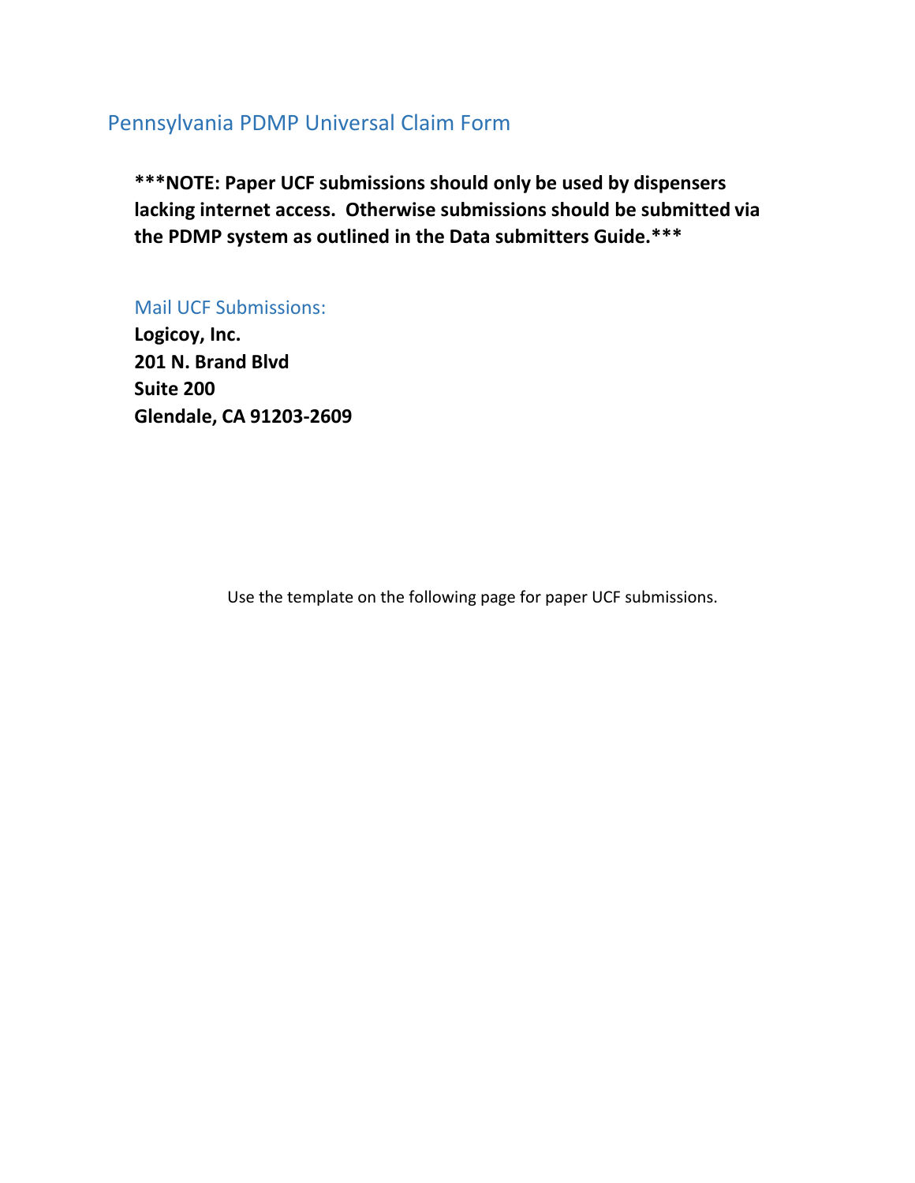# Pennsylvania PDMP Universal Claim Form

**\*\*\*NOTE: Paper UCF submissions should only be used by dispensers lacking internet access. Otherwise submissions should be submitted via the PDMP system as outlined in the Data submitters Guide.\*\*\***

## Mail UCF Submissions:

**Logicoy, Inc.**
**201 N. Brand Blvd**
**Suite 200**
**Glendale, CA 91203-2609**

Use the template on the following page for paper UCF submissions.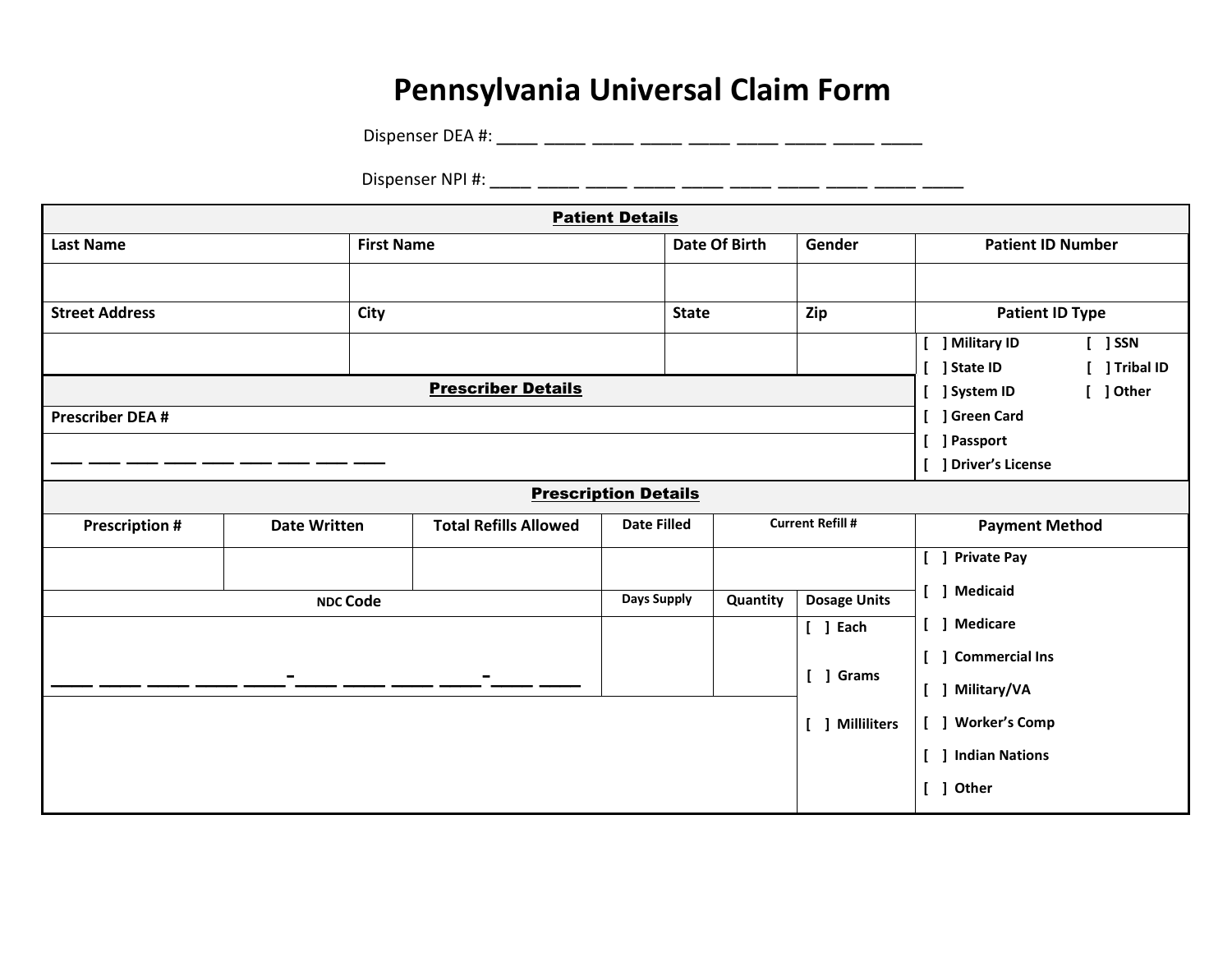# Pennsylvania Universal Claim Form

Dispenser DEA #: ____ ____ ____ ____ ____ ____ ____ ____ ____

Dispenser NPI #: ____ ____ ____ ____ ____ ____ ____ ____ ____ ____

## Patient Details

| Last Name | First Name | Date Of Birth | Gender | Patient ID Number |
|---|---|---|---|---|
| | | | | |

| Street Address | City | State | Zip | Patient ID Type |
|---|---|---|---|---|
| | | | | [ ] Military ID [ ] SSN [ ] State ID [ ] Tribal ID [ ] System ID [ ] Other [ ] Green Card [ ] Passport [ ] Driver's License |

## Prescriber Details

Prescriber DEA #

___ ___ ___ ___ ___ ___ ___ ___ ___

## Prescription Details

| Prescription # | Date Written | Total Refills Allowed | Date Filled | Current Refill # |
|---|---|---|---|---|
| | | | | |

| NDC Code | Days Supply | Quantity | Dosage Units |
|---|---|---|---|
| ____ ____ ____ ____ ____-____ ____ ____ ____-____ ____ | | | [ ] Each [ ] Grams [ ] Milliliters |

**Payment Method**

[ ] Private Pay

[ ] Medicaid

[ ] Medicare

[ ] Commercial Ins

[ ] Military/VA

[ ] Worker's Comp

[ ] Indian Nations

[ ] Other